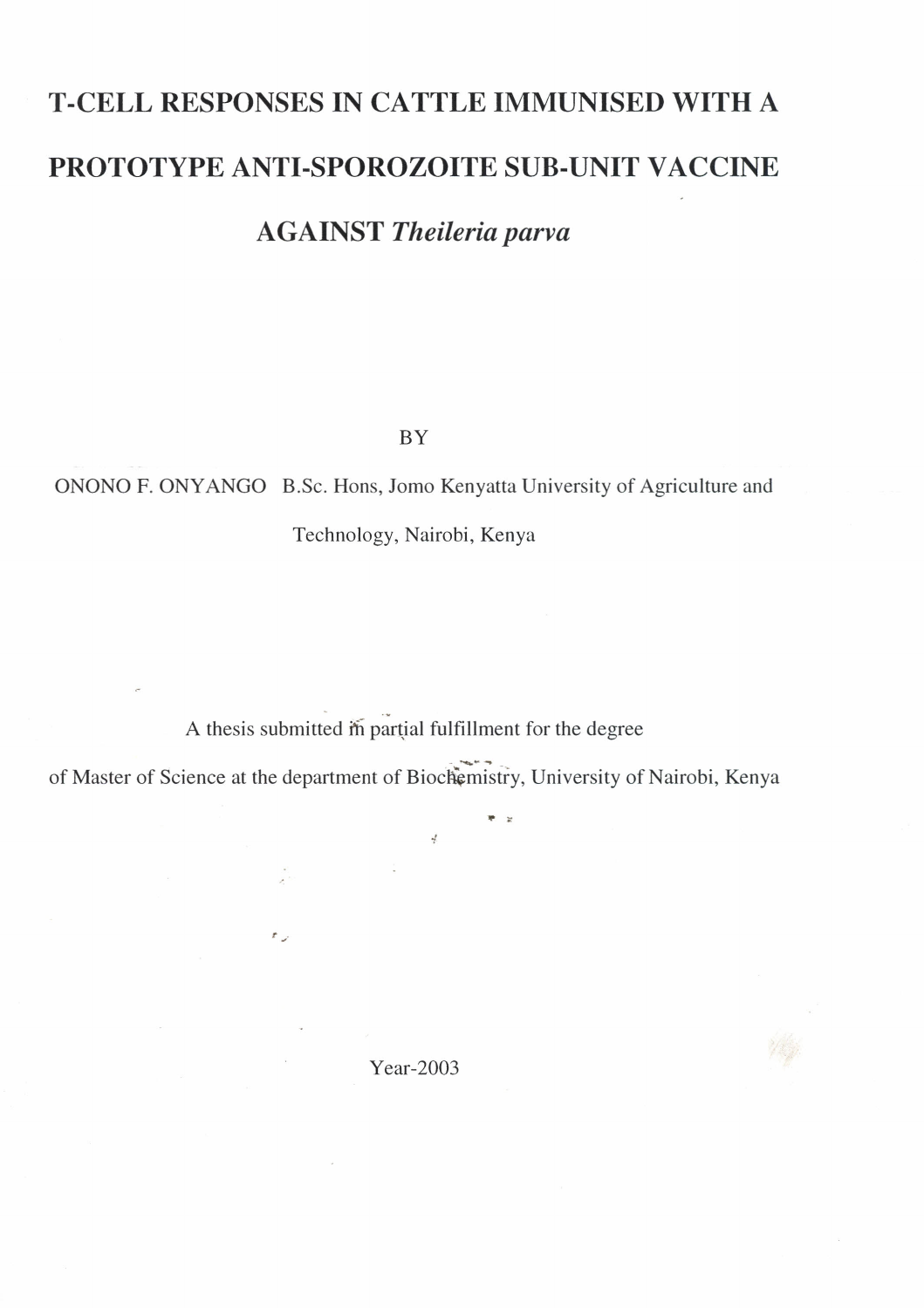# T-CELL RESPONSES IN CATTLE IMMUNISED WITH A PROTOTYPE ANTI-SPOROZOITE SUB-UNIT VACCINE AGAINST *Theileria parva*

BY

ONONO F. ONYANGO B.Sc. Hons, Jomo Kenyatta University of Agriculture and Technology, Nairobi, Kenya

A thesis submitted in partial fulfillment for the degree of Master of Science at the department of Biochemistry, University of Nairobi, Kenya

Year-2003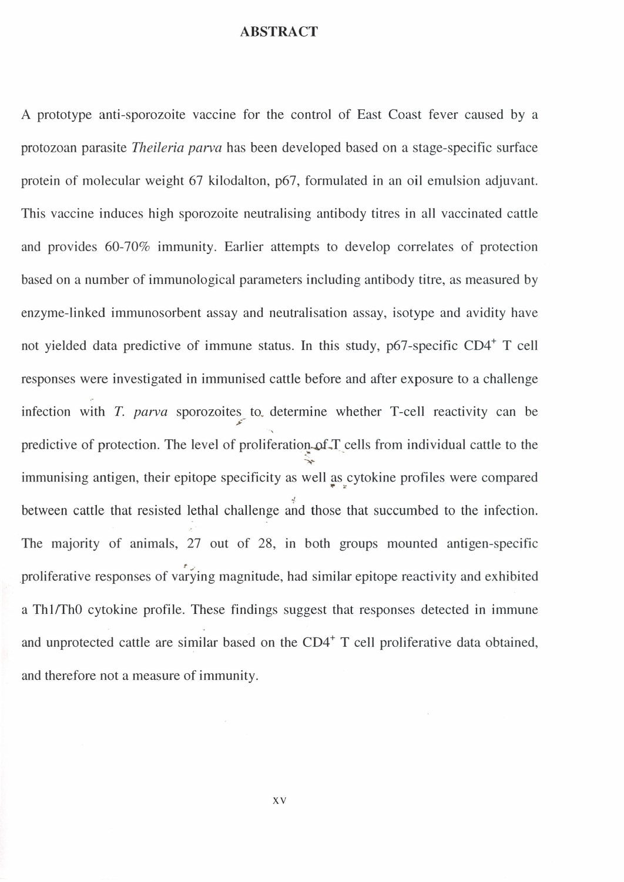# ABSTRACT

A prototype anti-sporozoite vaccine for the control of East Coast fever caused by a protozoan parasite *Theileria parva* has been developed based on a stage-specific surface protein of molecular weight 67 kilodalton, p67, formulated in an oil emulsion adjuvant. This vaccine induces high sporozoite neutralising antibody titres in all vaccinated cattle and provides 60-70% immunity. Earlier attempts to develop correlates of protection based on a number of immunological parameters including antibody titre, as measured by enzyme-linked immunosorbent assay and neutralisation assay, isotype and avidity have not yielded data predictive of immune status. In this study, p67-specific $CD4^+$ T cell responses were investigated in immunised cattle before and after exposure to a challenge infection with *T. parva* sporozoites to determine whether T-cell reactivity can be predictive of protection. The level of proliferation of T cells from individual cattle to the immunising antigen, their epitope specificity as well as cytokine profiles were compared between cattle that resisted lethal challenge and those that succumbed to the infection. The majority of animals, 27 out of 28, in both groups mounted antigen-specific proliferative responses of varying magnitude, had similar epitope reactivity and exhibited a Th1/Th0 cytokine profile. These findings suggest that responses detected in immune and unprotected cattle are similar based on the $CD4^+$ T cell proliferative data obtained, and therefore not a measure of immunity.